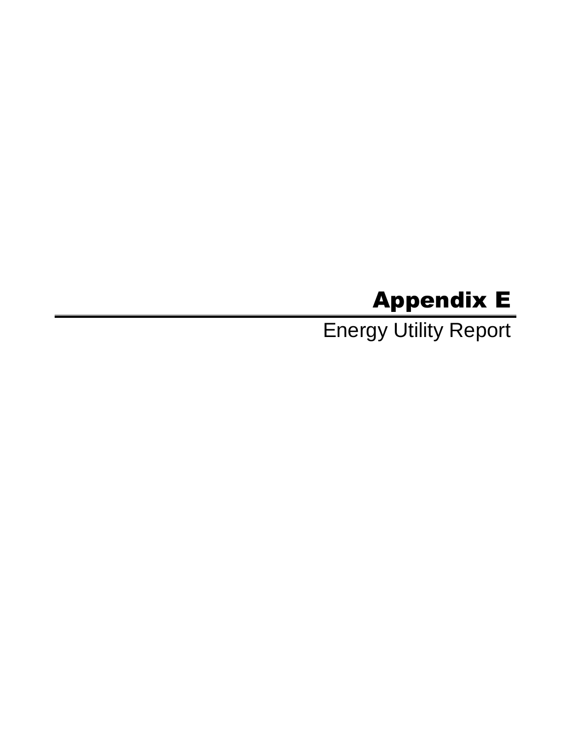# Appendix E

Energy Utility Report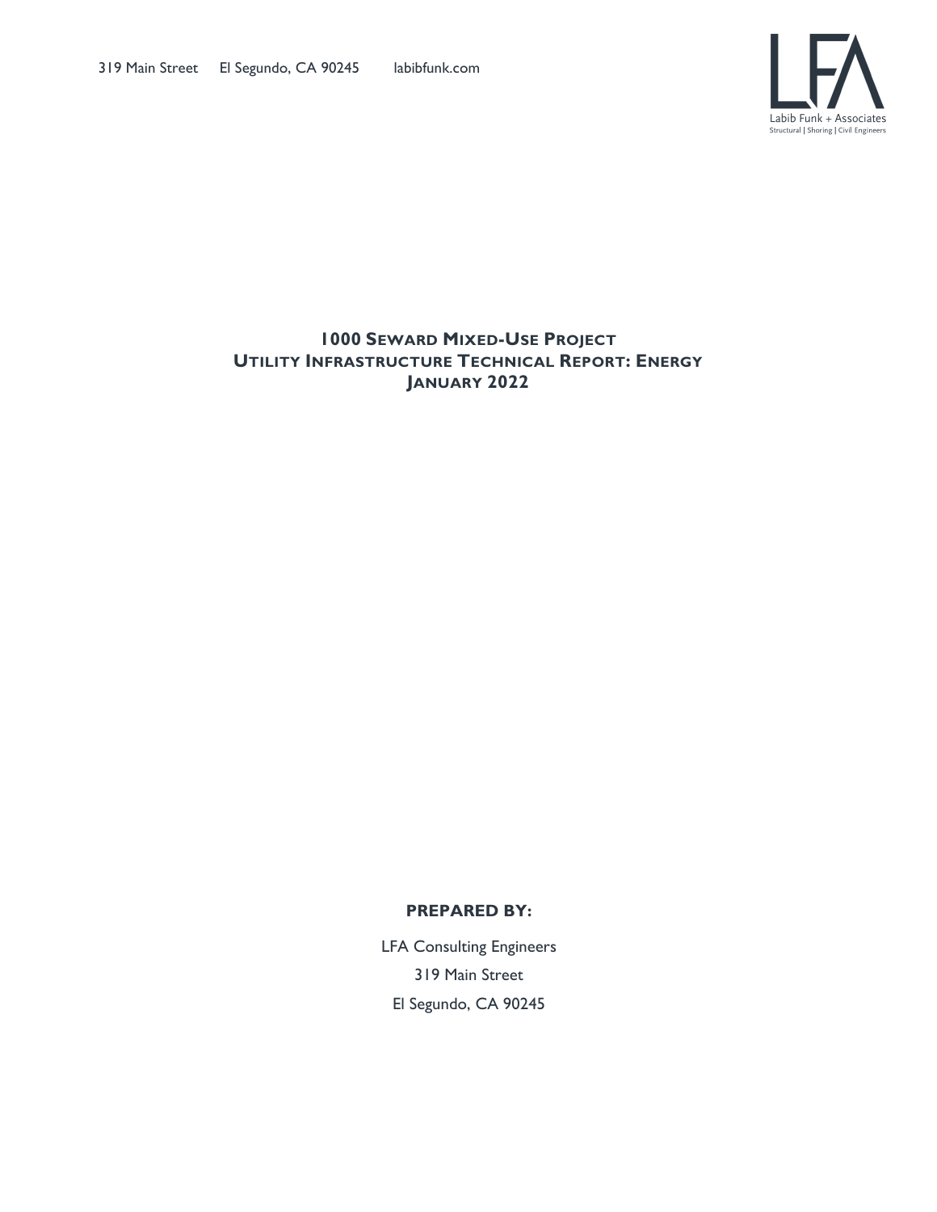319 Main Street El Segundo, CA 90245 labibfunk.com

LFA
Labib Funk + Associates
Structural | Shoring | Civil Engineers

# 1000 SEWARD MIXED-USE PROJECT
# UTILITY INFRASTRUCTURE TECHNICAL REPORT: ENERGY
# JANUARY 2022

**PREPARED BY:**

LFA Consulting Engineers

319 Main Street

El Segundo, CA 90245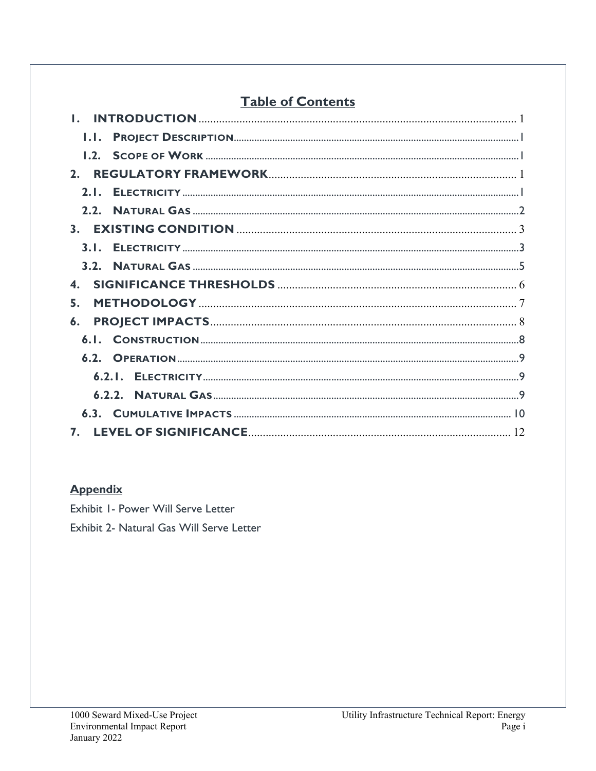## Table of Contents

1. **INTRODUCTION** ........ 1
   - 1.1. PROJECT DESCRIPTION ........ 1
   - 1.2. SCOPE OF WORK ........ 1
2. **REGULATORY FRAMEWORK** ........ 1
   - 2.1. ELECTRICITY ........ 1
   - 2.2. NATURAL GAS ........ 2
3. **EXISTING CONDITION** ........ 3
   - 3.1. ELECTRICITY ........ 3
   - 3.2. NATURAL GAS ........ 5
4. **SIGNIFICANCE THRESHOLDS** ........ 6
5. **METHODOLOGY** ........ 7
6. **PROJECT IMPACTS** ........ 8
   - 6.1. CONSTRUCTION ........ 8
   - 6.2. OPERATION ........ 9
     - 6.2.1. ELECTRICITY ........ 9
     - 6.2.2. NATURAL GAS ........ 9
   - 6.3. CUMULATIVE IMPACTS ........ 10
7. **LEVEL OF SIGNIFICANCE** ........ 12

**Appendix**

Exhibit 1- Power Will Serve Letter

Exhibit 2- Natural Gas Will Serve Letter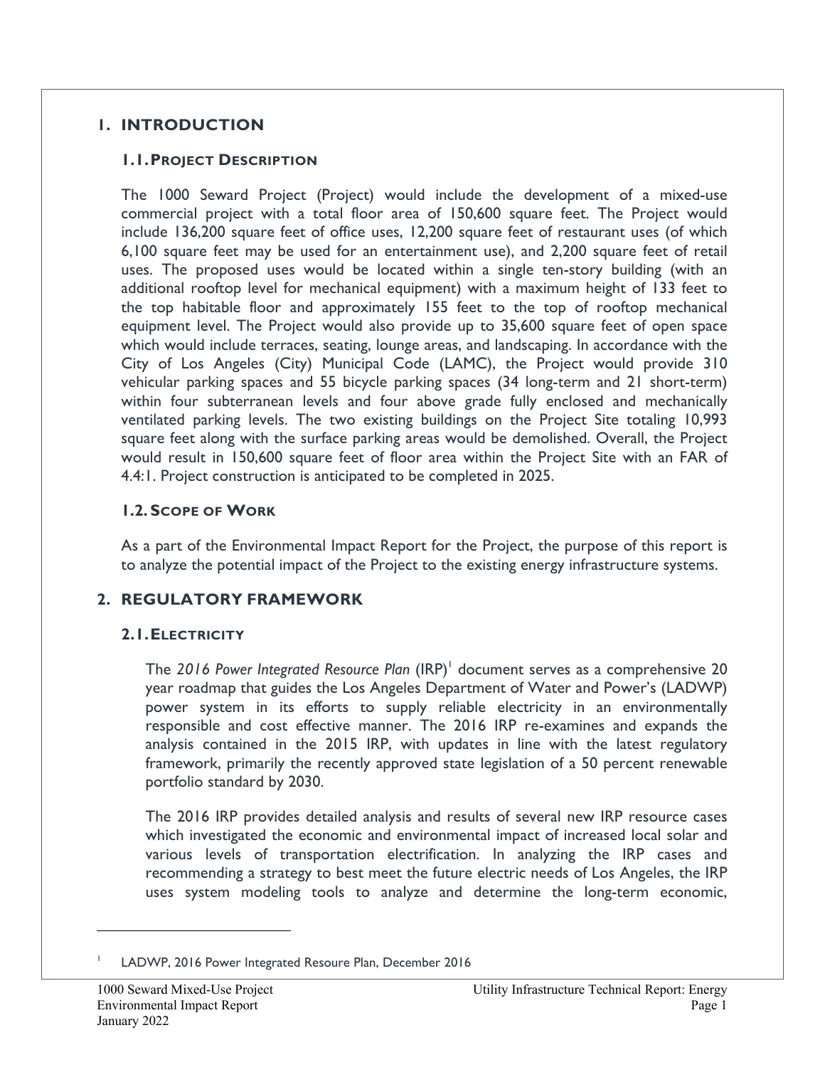# 1. INTRODUCTION

## 1.1. PROJECT DESCRIPTION

The 1000 Seward Project (Project) would include the development of a mixed-use commercial project with a total floor area of 150,600 square feet. The Project would include 136,200 square feet of office uses, 12,200 square feet of restaurant uses (of which 6,100 square feet may be used for an entertainment use), and 2,200 square feet of retail uses. The proposed uses would be located within a single ten-story building (with an additional rooftop level for mechanical equipment) with a maximum height of 133 feet to the top habitable floor and approximately 155 feet to the top of rooftop mechanical equipment level. The Project would also provide up to 35,600 square feet of open space which would include terraces, seating, lounge areas, and landscaping. In accordance with the City of Los Angeles (City) Municipal Code (LAMC), the Project would provide 310 vehicular parking spaces and 55 bicycle parking spaces (34 long-term and 21 short-term) within four subterranean levels and four above grade fully enclosed and mechanically ventilated parking levels. The two existing buildings on the Project Site totaling 10,993 square feet along with the surface parking areas would be demolished. Overall, the Project would result in 150,600 square feet of floor area within the Project Site with an FAR of 4.4:1. Project construction is anticipated to be completed in 2025.

## 1.2. SCOPE OF WORK

As a part of the Environmental Impact Report for the Project, the purpose of this report is to analyze the potential impact of the Project to the existing energy infrastructure systems.

# 2. REGULATORY FRAMEWORK

## 2.1. ELECTRICITY

The *2016 Power Integrated Resource Plan* (IRP)[1] document serves as a comprehensive 20 year roadmap that guides the Los Angeles Department of Water and Power's (LADWP) power system in its efforts to supply reliable electricity in an environmentally responsible and cost effective manner. The 2016 IRP re-examines and expands the analysis contained in the 2015 IRP, with updates in line with the latest regulatory framework, primarily the recently approved state legislation of a 50 percent renewable portfolio standard by 2030.

The 2016 IRP provides detailed analysis and results of several new IRP resource cases which investigated the economic and environmental impact of increased local solar and various levels of transportation electrification. In analyzing the IRP cases and recommending a strategy to best meet the future electric needs of Los Angeles, the IRP uses system modeling tools to analyze and determine the long-term economic,

---

[1] LADWP, 2016 Power Integrated Resoure Plan, December 2016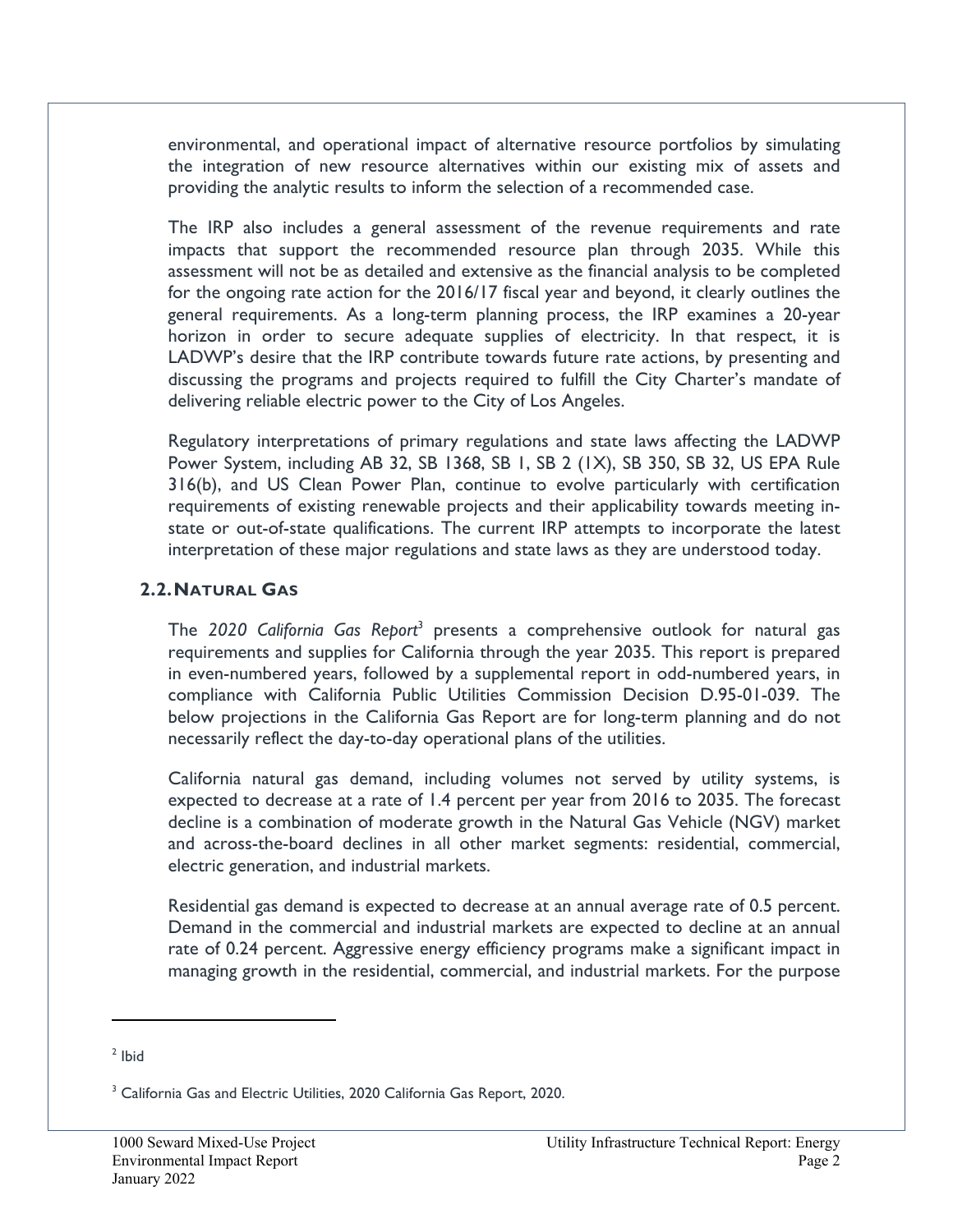environmental, and operational impact of alternative resource portfolios by simulating the integration of new resource alternatives within our existing mix of assets and providing the analytic results to inform the selection of a recommended case.

The IRP also includes a general assessment of the revenue requirements and rate impacts that support the recommended resource plan through 2035. While this assessment will not be as detailed and extensive as the financial analysis to be completed for the ongoing rate action for the 2016/17 fiscal year and beyond, it clearly outlines the general requirements. As a long-term planning process, the IRP examines a 20-year horizon in order to secure adequate supplies of electricity. In that respect, it is LADWP's desire that the IRP contribute towards future rate actions, by presenting and discussing the programs and projects required to fulfill the City Charter's mandate of delivering reliable electric power to the City of Los Angeles.

Regulatory interpretations of primary regulations and state laws affecting the LADWP Power System, including AB 32, SB 1368, SB 1, SB 2 (1X), SB 350, SB 32, US EPA Rule 316(b), and US Clean Power Plan, continue to evolve particularly with certification requirements of existing renewable projects and their applicability towards meeting in-state or out-of-state qualifications. The current IRP attempts to incorporate the latest interpretation of these major regulations and state laws as they are understood today.

## 2.2. Natural Gas

The *2020 California Gas Report*[3] presents a comprehensive outlook for natural gas requirements and supplies for California through the year 2035. This report is prepared in even-numbered years, followed by a supplemental report in odd-numbered years, in compliance with California Public Utilities Commission Decision D.95-01-039. The below projections in the California Gas Report are for long-term planning and do not necessarily reflect the day-to-day operational plans of the utilities.

California natural gas demand, including volumes not served by utility systems, is expected to decrease at a rate of 1.4 percent per year from 2016 to 2035. The forecast decline is a combination of moderate growth in the Natural Gas Vehicle (NGV) market and across-the-board declines in all other market segments: residential, commercial, electric generation, and industrial markets.

Residential gas demand is expected to decrease at an annual average rate of 0.5 percent. Demand in the commercial and industrial markets are expected to decline at an annual rate of 0.24 percent. Aggressive energy efficiency programs make a significant impact in managing growth in the residential, commercial, and industrial markets. For the purpose

---

[2] Ibid

[3] California Gas and Electric Utilities, 2020 California Gas Report, 2020.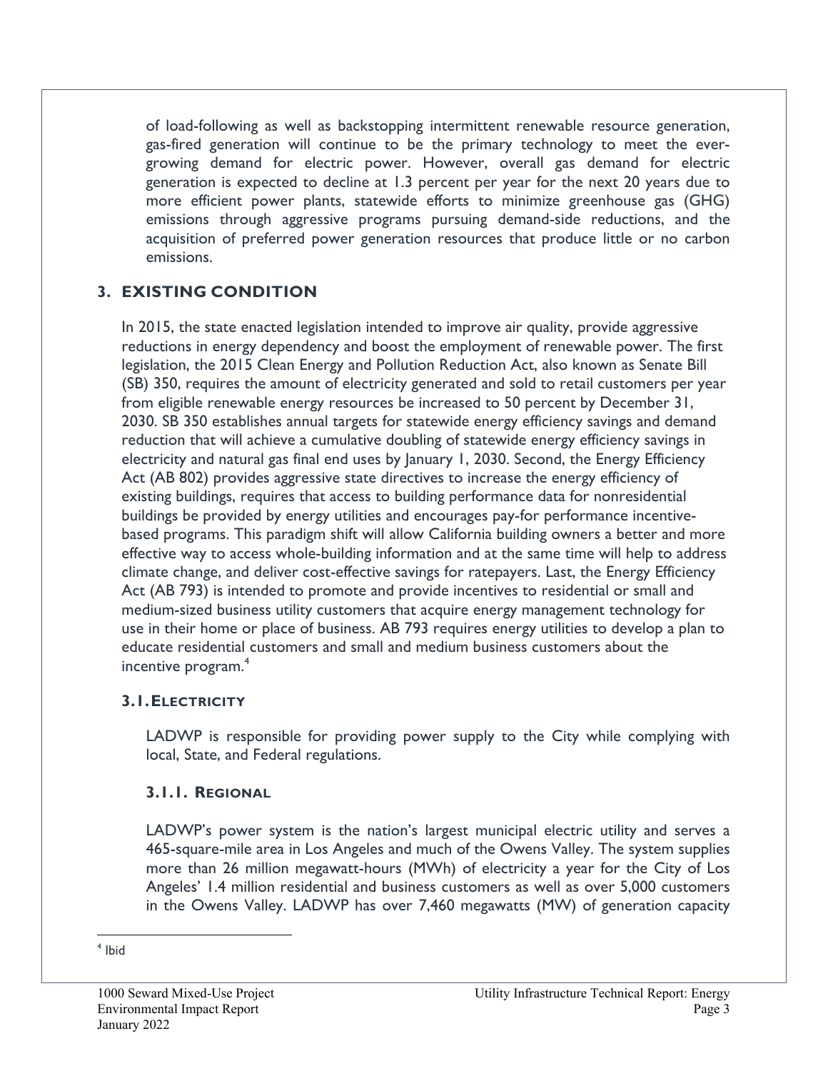of load-following as well as backstopping intermittent renewable resource generation, gas-fired generation will continue to be the primary technology to meet the ever-growing demand for electric power. However, overall gas demand for electric generation is expected to decline at 1.3 percent per year for the next 20 years due to more efficient power plants, statewide efforts to minimize greenhouse gas (GHG) emissions through aggressive programs pursuing demand-side reductions, and the acquisition of preferred power generation resources that produce little or no carbon emissions.

## 3. EXISTING CONDITION

In 2015, the state enacted legislation intended to improve air quality, provide aggressive reductions in energy dependency and boost the employment of renewable power. The first legislation, the 2015 Clean Energy and Pollution Reduction Act, also known as Senate Bill (SB) 350, requires the amount of electricity generated and sold to retail customers per year from eligible renewable energy resources be increased to 50 percent by December 31, 2030. SB 350 establishes annual targets for statewide energy efficiency savings and demand reduction that will achieve a cumulative doubling of statewide energy efficiency savings in electricity and natural gas final end uses by January 1, 2030. Second, the Energy Efficiency Act (AB 802) provides aggressive state directives to increase the energy efficiency of existing buildings, requires that access to building performance data for nonresidential buildings be provided by energy utilities and encourages pay-for performance incentive-based programs. This paradigm shift will allow California building owners a better and more effective way to access whole-building information and at the same time will help to address climate change, and deliver cost-effective savings for ratepayers. Last, the Energy Efficiency Act (AB 793) is intended to promote and provide incentives to residential or small and medium-sized business utility customers that acquire energy management technology for use in their home or place of business. AB 793 requires energy utilities to develop a plan to educate residential customers and small and medium business customers about the incentive program.[4]

### 3.1. ELECTRICITY

LADWP is responsible for providing power supply to the City while complying with local, State, and Federal regulations.

#### 3.1.1. REGIONAL

LADWP's power system is the nation's largest municipal electric utility and serves a 465-square-mile area in Los Angeles and much of the Owens Valley. The system supplies more than 26 million megawatt-hours (MWh) of electricity a year for the City of Los Angeles' 1.4 million residential and business customers as well as over 5,000 customers in the Owens Valley. LADWP has over 7,460 megawatts (MW) of generation capacity

[4] Ibid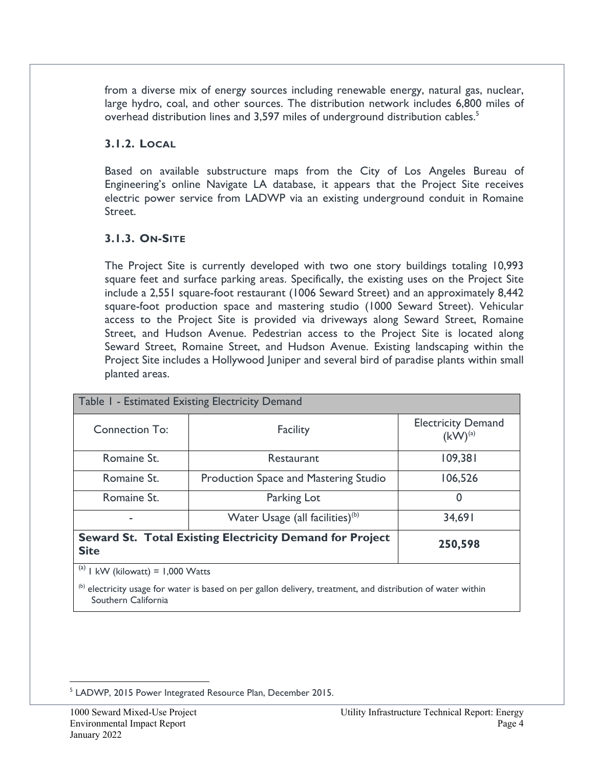from a diverse mix of energy sources including renewable energy, natural gas, nuclear, large hydro, coal, and other sources. The distribution network includes 6,800 miles of overhead distribution lines and 3,597 miles of underground distribution cables.[5]

### 3.1.2. Local

Based on available substructure maps from the City of Los Angeles Bureau of Engineering's online Navigate LA database, it appears that the Project Site receives electric power service from LADWP via an existing underground conduit in Romaine Street.

### 3.1.3. On-Site

The Project Site is currently developed with two one story buildings totaling 10,993 square feet and surface parking areas. Specifically, the existing uses on the Project Site include a 2,551 square-foot restaurant (1006 Seward Street) and an approximately 8,442 square-foot production space and mastering studio (1000 Seward Street). Vehicular access to the Project Site is provided via driveways along Seward Street, Romaine Street, and Hudson Avenue. Pedestrian access to the Project Site is located along Seward Street, Romaine Street, and Hudson Avenue. Existing landscaping within the Project Site includes a Hollywood Juniper and several bird of paradise plants within small planted areas.

| Table 1 - Estimated Existing Electricity Demand | | |
|---|---|---|
| Connection To: | Facility | Electricity Demand (kW)[a] |
| Romaine St. | Restaurant | 109,381 |
| Romaine St. | Production Space and Mastering Studio | 106,526 |
| Romaine St. | Parking Lot | 0 |
| - | Water Usage (all facilities)[b] | 34,691 |
| **Seward St. Total Existing Electricity Demand for Project Site** | | **250,598** |

[a] 1 kW (kilowatt) = 1,000 Watts

[b] electricity usage for water is based on per gallon delivery, treatment, and distribution of water within Southern California

[5] LADWP, 2015 Power Integrated Resource Plan, December 2015.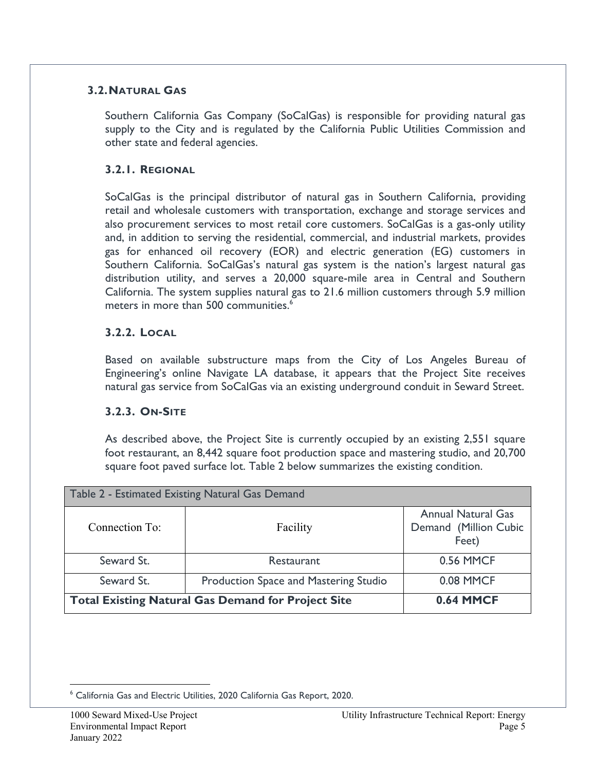### 3.2. NATURAL GAS

Southern California Gas Company (SoCalGas) is responsible for providing natural gas supply to the City and is regulated by the California Public Utilities Commission and other state and federal agencies.

#### 3.2.1. REGIONAL

SoCalGas is the principal distributor of natural gas in Southern California, providing retail and wholesale customers with transportation, exchange and storage services and also procurement services to most retail core customers. SoCalGas is a gas-only utility and, in addition to serving the residential, commercial, and industrial markets, provides gas for enhanced oil recovery (EOR) and electric generation (EG) customers in Southern California. SoCalGas's natural gas system is the nation's largest natural gas distribution utility, and serves a 20,000 square-mile area in Central and Southern California. The system supplies natural gas to 21.6 million customers through 5.9 million meters in more than 500 communities.[6]

#### 3.2.2. LOCAL

Based on available substructure maps from the City of Los Angeles Bureau of Engineering's online Navigate LA database, it appears that the Project Site receives natural gas service from SoCalGas via an existing underground conduit in Seward Street.

#### 3.2.3. ON-SITE

As described above, the Project Site is currently occupied by an existing 2,551 square foot restaurant, an 8,442 square foot production space and mastering studio, and 20,700 square foot paved surface lot. Table 2 below summarizes the existing condition.

| Table 2 - Estimated Existing Natural Gas Demand | | |
|---|---|---|
| Connection To: | Facility | Annual Natural Gas Demand (Million Cubic Feet) |
| Seward St. | Restaurant | 0.56 MMCF |
| Seward St. | Production Space and Mastering Studio | 0.08 MMCF |
| **Total Existing Natural Gas Demand for Project Site** | | **0.64 MMCF** |

[6] California Gas and Electric Utilities, 2020 California Gas Report, 2020.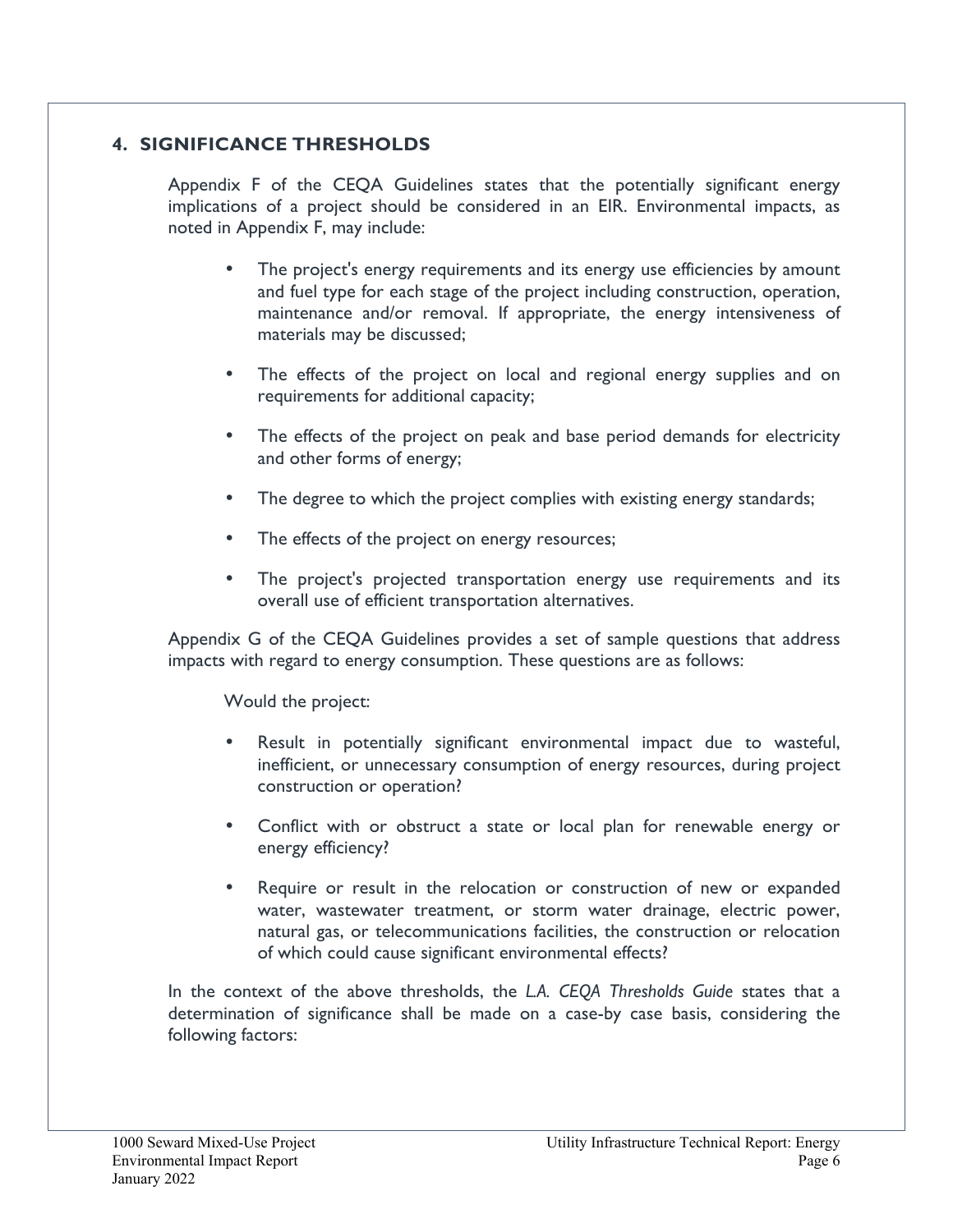## 4. SIGNIFICANCE THRESHOLDS

Appendix F of the CEQA Guidelines states that the potentially significant energy implications of a project should be considered in an EIR. Environmental impacts, as noted in Appendix F, may include:

- The project's energy requirements and its energy use efficiencies by amount and fuel type for each stage of the project including construction, operation, maintenance and/or removal. If appropriate, the energy intensiveness of materials may be discussed;
- The effects of the project on local and regional energy supplies and on requirements for additional capacity;
- The effects of the project on peak and base period demands for electricity and other forms of energy;
- The degree to which the project complies with existing energy standards;
- The effects of the project on energy resources;
- The project's projected transportation energy use requirements and its overall use of efficient transportation alternatives.

Appendix G of the CEQA Guidelines provides a set of sample questions that address impacts with regard to energy consumption. These questions are as follows:

Would the project:

- Result in potentially significant environmental impact due to wasteful, inefficient, or unnecessary consumption of energy resources, during project construction or operation?
- Conflict with or obstruct a state or local plan for renewable energy or energy efficiency?
- Require or result in the relocation or construction of new or expanded water, wastewater treatment, or storm water drainage, electric power, natural gas, or telecommunications facilities, the construction or relocation of which could cause significant environmental effects?

In the context of the above thresholds, the *L.A. CEQA Thresholds Guide* states that a determination of significance shall be made on a case-by case basis, considering the following factors: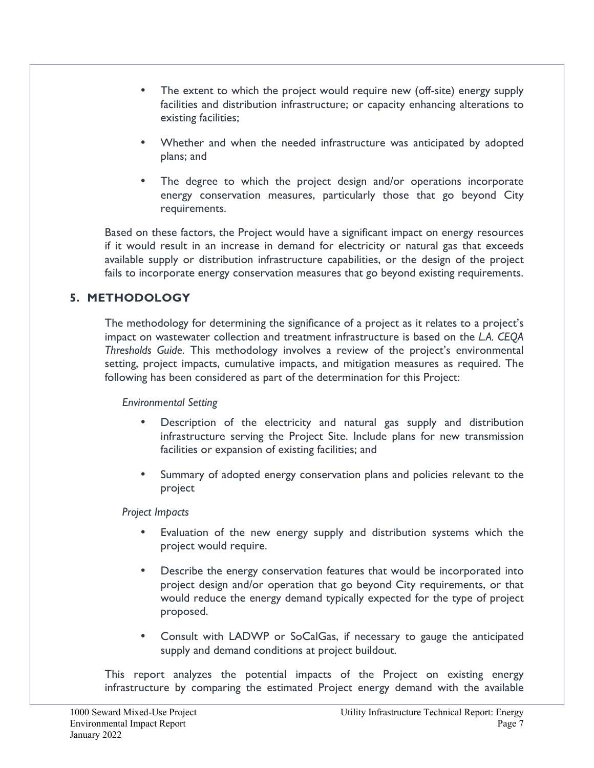- The extent to which the project would require new (off-site) energy supply facilities and distribution infrastructure; or capacity enhancing alterations to existing facilities;
- Whether and when the needed infrastructure was anticipated by adopted plans; and
- The degree to which the project design and/or operations incorporate energy conservation measures, particularly those that go beyond City requirements.

Based on these factors, the Project would have a significant impact on energy resources if it would result in an increase in demand for electricity or natural gas that exceeds available supply or distribution infrastructure capabilities, or the design of the project fails to incorporate energy conservation measures that go beyond existing requirements.

## 5. METHODOLOGY

The methodology for determining the significance of a project as it relates to a project's impact on wastewater collection and treatment infrastructure is based on the *L.A. CEQA Thresholds Guide*. This methodology involves a review of the project's environmental setting, project impacts, cumulative impacts, and mitigation measures as required. The following has been considered as part of the determination for this Project:

*Environmental Setting*

- Description of the electricity and natural gas supply and distribution infrastructure serving the Project Site. Include plans for new transmission facilities or expansion of existing facilities; and
- Summary of adopted energy conservation plans and policies relevant to the project

*Project Impacts*

- Evaluation of the new energy supply and distribution systems which the project would require.
- Describe the energy conservation features that would be incorporated into project design and/or operation that go beyond City requirements, or that would reduce the energy demand typically expected for the type of project proposed.
- Consult with LADWP or SoCalGas, if necessary to gauge the anticipated supply and demand conditions at project buildout.

This report analyzes the potential impacts of the Project on existing energy infrastructure by comparing the estimated Project energy demand with the available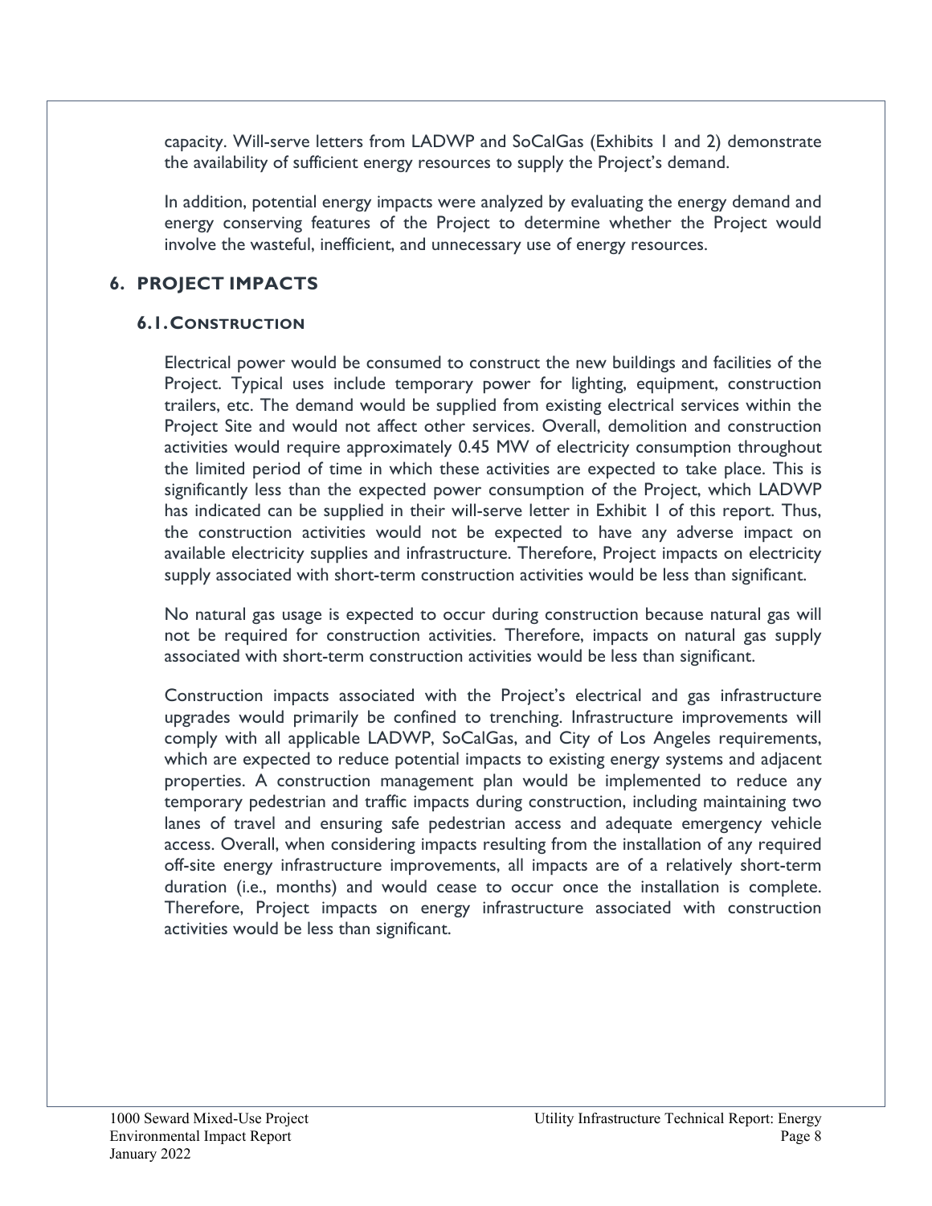capacity. Will-serve letters from LADWP and SoCalGas (Exhibits 1 and 2) demonstrate the availability of sufficient energy resources to supply the Project's demand.

In addition, potential energy impacts were analyzed by evaluating the energy demand and energy conserving features of the Project to determine whether the Project would involve the wasteful, inefficient, and unnecessary use of energy resources.

## 6. PROJECT IMPACTS

### 6.1. CONSTRUCTION

Electrical power would be consumed to construct the new buildings and facilities of the Project. Typical uses include temporary power for lighting, equipment, construction trailers, etc. The demand would be supplied from existing electrical services within the Project Site and would not affect other services. Overall, demolition and construction activities would require approximately 0.45 MW of electricity consumption throughout the limited period of time in which these activities are expected to take place. This is significantly less than the expected power consumption of the Project, which LADWP has indicated can be supplied in their will-serve letter in Exhibit 1 of this report. Thus, the construction activities would not be expected to have any adverse impact on available electricity supplies and infrastructure. Therefore, Project impacts on electricity supply associated with short-term construction activities would be less than significant.

No natural gas usage is expected to occur during construction because natural gas will not be required for construction activities. Therefore, impacts on natural gas supply associated with short-term construction activities would be less than significant.

Construction impacts associated with the Project's electrical and gas infrastructure upgrades would primarily be confined to trenching. Infrastructure improvements will comply with all applicable LADWP, SoCalGas, and City of Los Angeles requirements, which are expected to reduce potential impacts to existing energy systems and adjacent properties. A construction management plan would be implemented to reduce any temporary pedestrian and traffic impacts during construction, including maintaining two lanes of travel and ensuring safe pedestrian access and adequate emergency vehicle access. Overall, when considering impacts resulting from the installation of any required off-site energy infrastructure improvements, all impacts are of a relatively short-term duration (i.e., months) and would cease to occur once the installation is complete. Therefore, Project impacts on energy infrastructure associated with construction activities would be less than significant.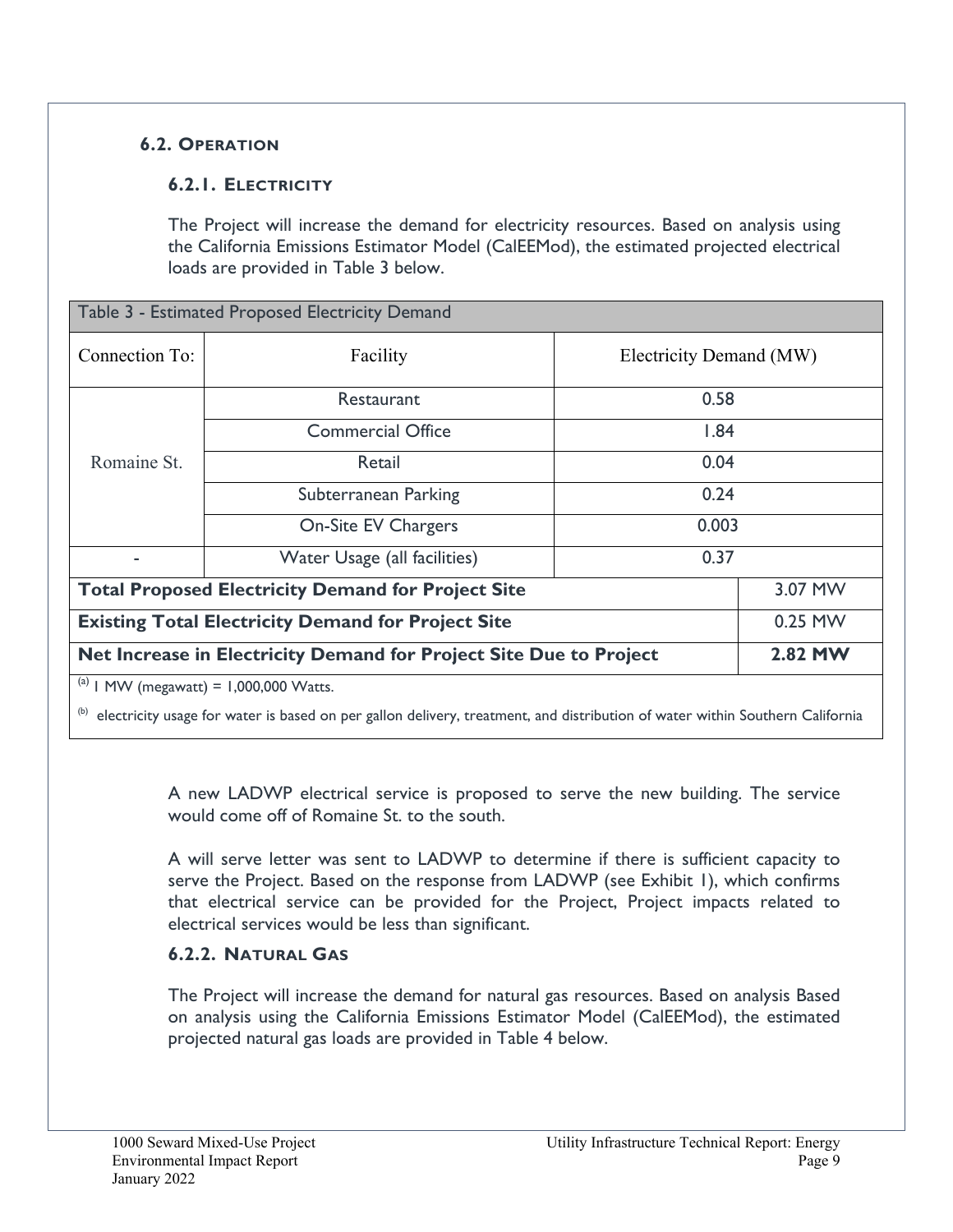### 6.2. Operation

#### 6.2.1. Electricity

The Project will increase the demand for electricity resources. Based on analysis using the California Emissions Estimator Model (CalEEMod), the estimated projected electrical loads are provided in Table 3 below.

| Table 3 - Estimated Proposed Electricity Demand | | | |
|---|---|---|---|
| Connection To: | Facility | Electricity Demand (MW) | |
| Romaine St. | Restaurant | 0.58 | |
| | Commercial Office | 1.84 | |
| | Retail | 0.04 | |
| | Subterranean Parking | 0.24 | |
| | On-Site EV Chargers | 0.003 | |
| - | Water Usage (all facilities) | 0.37 | |
| **Total Proposed Electricity Demand for Project Site** | | | 3.07 MW |
| **Existing Total Electricity Demand for Project Site** | | | 0.25 MW |
| **Net Increase in Electricity Demand for Project Site Due to Project** | | | **2.82 MW** |

[a] 1 MW (megawatt) = 1,000,000 Watts.

[b] electricity usage for water is based on per gallon delivery, treatment, and distribution of water within Southern California

A new LADWP electrical service is proposed to serve the new building. The service would come off of Romaine St. to the south.

A will serve letter was sent to LADWP to determine if there is sufficient capacity to serve the Project. Based on the response from LADWP (see Exhibit 1), which confirms that electrical service can be provided for the Project, Project impacts related to electrical services would be less than significant.

#### 6.2.2. Natural Gas

The Project will increase the demand for natural gas resources. Based on analysis Based on analysis using the California Emissions Estimator Model (CalEEMod), the estimated projected natural gas loads are provided in Table 4 below.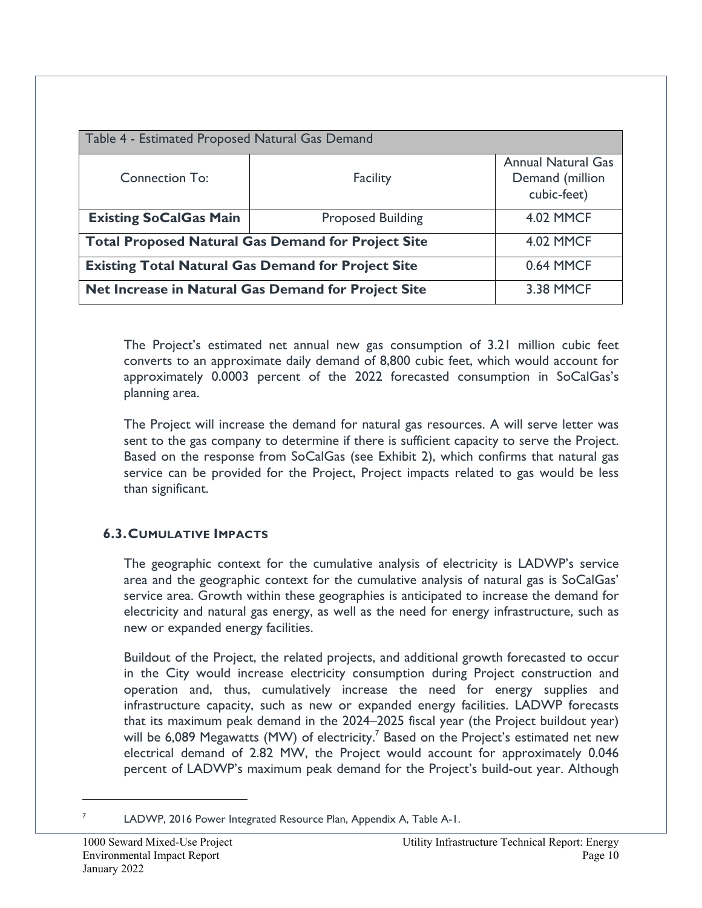| Table 4 - Estimated Proposed Natural Gas Demand | | |
|---|---|---|
| Connection To: | Facility | Annual Natural Gas Demand (million cubic-feet) |
| **Existing SoCalGas Main** | Proposed Building | 4.02 MMCF |
| **Total Proposed Natural Gas Demand for Project Site** | | 4.02 MMCF |
| **Existing Total Natural Gas Demand for Project Site** | | 0.64 MMCF |
| **Net Increase in Natural Gas Demand for Project Site** | | 3.38 MMCF |

The Project's estimated net annual new gas consumption of 3.21 million cubic feet converts to an approximate daily demand of 8,800 cubic feet, which would account for approximately 0.0003 percent of the 2022 forecasted consumption in SoCalGas's planning area.

The Project will increase the demand for natural gas resources. A will serve letter was sent to the gas company to determine if there is sufficient capacity to serve the Project. Based on the response from SoCalGas (see Exhibit 2), which confirms that natural gas service can be provided for the Project, Project impacts related to gas would be less than significant.

### 6.3. Cumulative Impacts

The geographic context for the cumulative analysis of electricity is LADWP's service area and the geographic context for the cumulative analysis of natural gas is SoCalGas' service area. Growth within these geographies is anticipated to increase the demand for electricity and natural gas energy, as well as the need for energy infrastructure, such as new or expanded energy facilities.

Buildout of the Project, the related projects, and additional growth forecasted to occur in the City would increase electricity consumption during Project construction and operation and, thus, cumulatively increase the need for energy supplies and infrastructure capacity, such as new or expanded energy facilities. LADWP forecasts that its maximum peak demand in the 2024–2025 fiscal year (the Project buildout year) will be 6,089 Megawatts (MW) of electricity.[7] Based on the Project's estimated net new electrical demand of 2.82 MW, the Project would account for approximately 0.046 percent of LADWP's maximum peak demand for the Project's build-out year. Although

---

[7] LADWP, 2016 Power Integrated Resource Plan, Appendix A, Table A-1.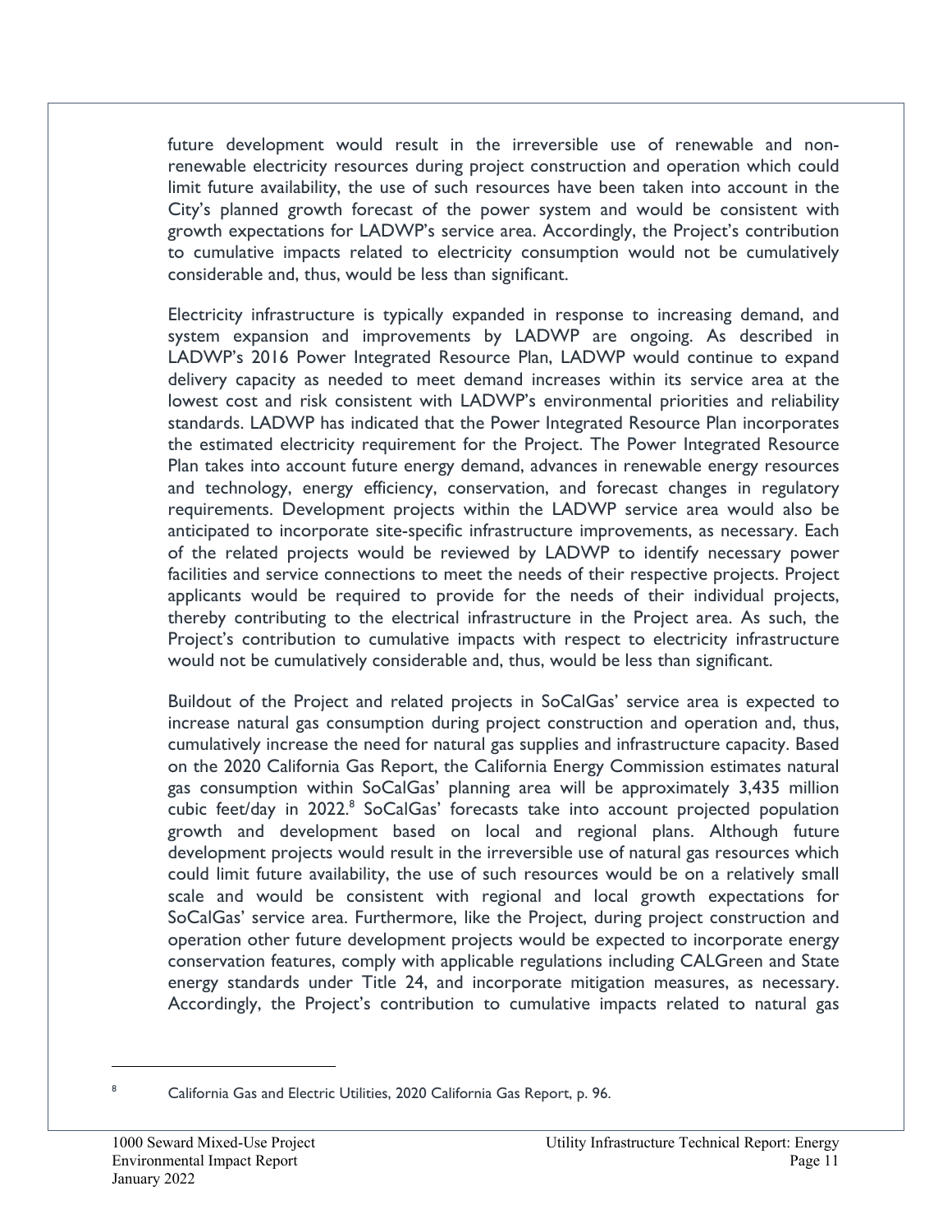future development would result in the irreversible use of renewable and non-renewable electricity resources during project construction and operation which could limit future availability, the use of such resources have been taken into account in the City's planned growth forecast of the power system and would be consistent with growth expectations for LADWP's service area. Accordingly, the Project's contribution to cumulative impacts related to electricity consumption would not be cumulatively considerable and, thus, would be less than significant.

Electricity infrastructure is typically expanded in response to increasing demand, and system expansion and improvements by LADWP are ongoing. As described in LADWP's 2016 Power Integrated Resource Plan, LADWP would continue to expand delivery capacity as needed to meet demand increases within its service area at the lowest cost and risk consistent with LADWP's environmental priorities and reliability standards. LADWP has indicated that the Power Integrated Resource Plan incorporates the estimated electricity requirement for the Project. The Power Integrated Resource Plan takes into account future energy demand, advances in renewable energy resources and technology, energy efficiency, conservation, and forecast changes in regulatory requirements. Development projects within the LADWP service area would also be anticipated to incorporate site-specific infrastructure improvements, as necessary. Each of the related projects would be reviewed by LADWP to identify necessary power facilities and service connections to meet the needs of their respective projects. Project applicants would be required to provide for the needs of their individual projects, thereby contributing to the electrical infrastructure in the Project area. As such, the Project's contribution to cumulative impacts with respect to electricity infrastructure would not be cumulatively considerable and, thus, would be less than significant.

Buildout of the Project and related projects in SoCalGas' service area is expected to increase natural gas consumption during project construction and operation and, thus, cumulatively increase the need for natural gas supplies and infrastructure capacity. Based on the 2020 California Gas Report, the California Energy Commission estimates natural gas consumption within SoCalGas' planning area will be approximately 3,435 million cubic feet/day in 2022.[8] SoCalGas' forecasts take into account projected population growth and development based on local and regional plans. Although future development projects would result in the irreversible use of natural gas resources which could limit future availability, the use of such resources would be on a relatively small scale and would be consistent with regional and local growth expectations for SoCalGas' service area. Furthermore, like the Project, during project construction and operation other future development projects would be expected to incorporate energy conservation features, comply with applicable regulations including CALGreen and State energy standards under Title 24, and incorporate mitigation measures, as necessary. Accordingly, the Project's contribution to cumulative impacts related to natural gas

---

[8] California Gas and Electric Utilities, 2020 California Gas Report, p. 96.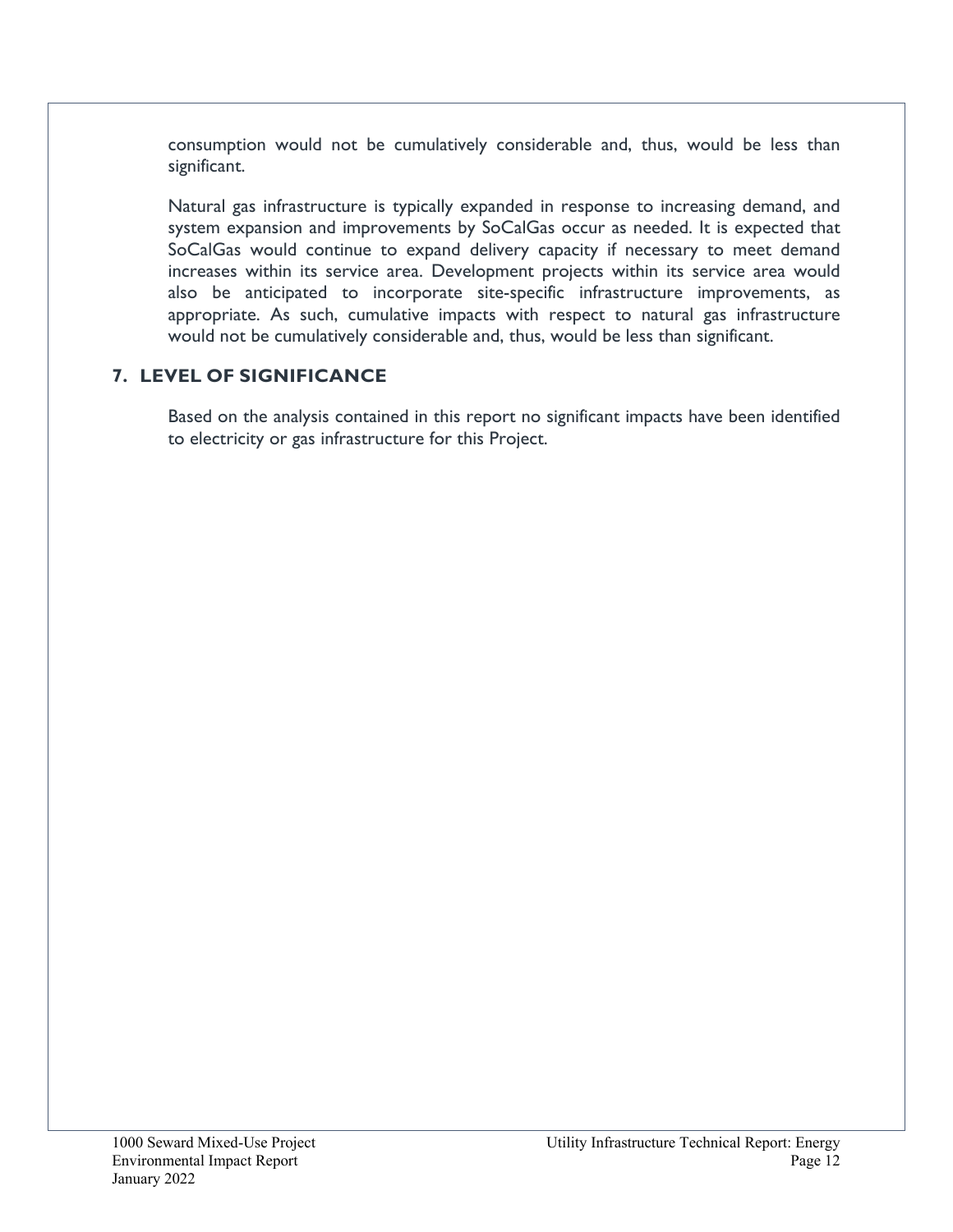consumption would not be cumulatively considerable and, thus, would be less than significant.

Natural gas infrastructure is typically expanded in response to increasing demand, and system expansion and improvements by SoCalGas occur as needed. It is expected that SoCalGas would continue to expand delivery capacity if necessary to meet demand increases within its service area. Development projects within its service area would also be anticipated to incorporate site-specific infrastructure improvements, as appropriate. As such, cumulative impacts with respect to natural gas infrastructure would not be cumulatively considerable and, thus, would be less than significant.

## 7. LEVEL OF SIGNIFICANCE

Based on the analysis contained in this report no significant impacts have been identified to electricity or gas infrastructure for this Project.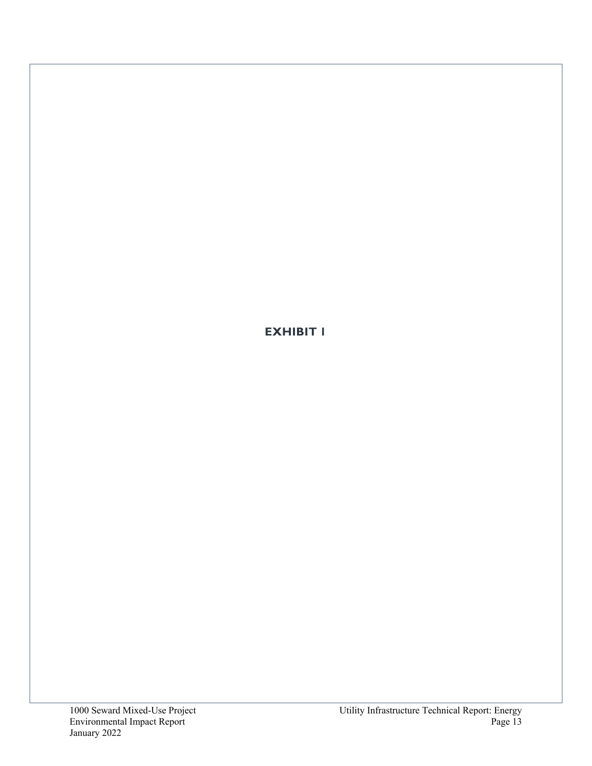# EXHIBIT 1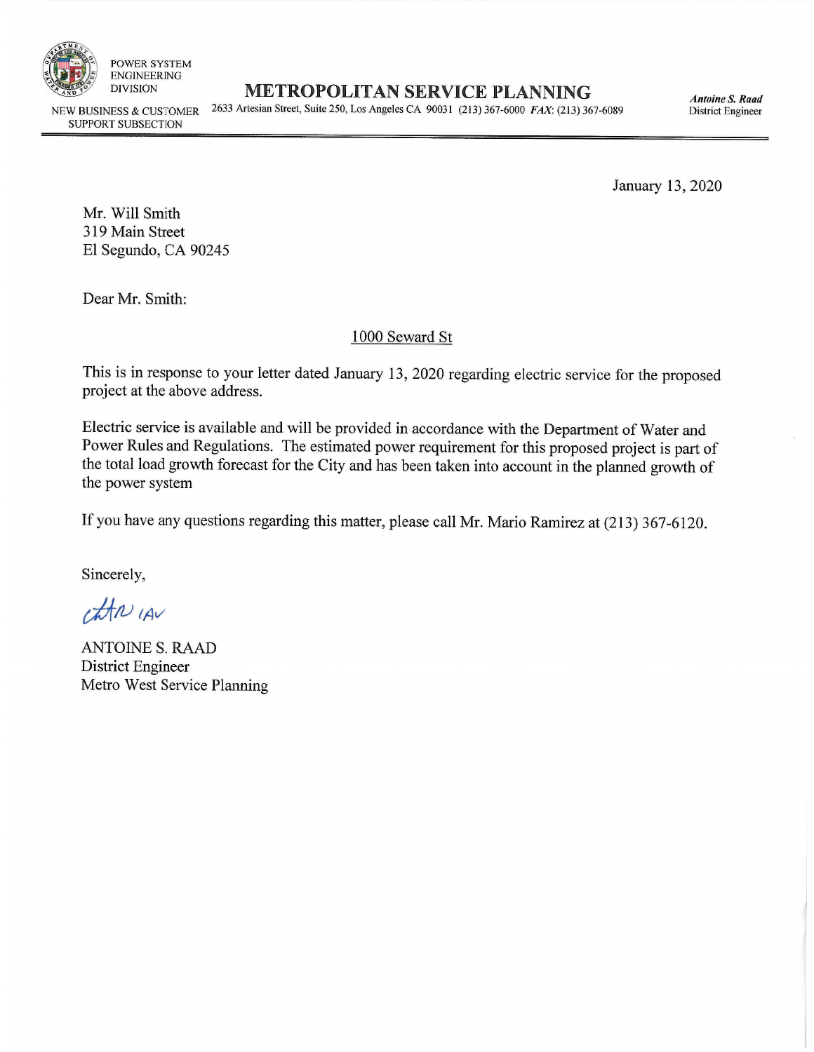POWER SYSTEM
ENGINEERING
DIVISION

# METROPOLITAN SERVICE PLANNING

NEW BUSINESS & CUSTOMER SUPPORT SUBSECTION

2633 Artesian Street, Suite 250, Los Angeles CA 90031 (213) 367-6000 *FAX*: (213) 367-6089

***Antoine S. Raad***
District Engineer

January 13, 2020

Mr. Will Smith
319 Main Street
El Segundo, CA 90245

Dear Mr. Smith:

1000 Seward St

This is in response to your letter dated January 13, 2020 regarding electric service for the proposed project at the above address.

Electric service is available and will be provided in accordance with the Department of Water and Power Rules and Regulations. The estimated power requirement for this proposed project is part of the total load growth forecast for the City and has been taken into account in the planned growth of the power system

If you have any questions regarding this matter, please call Mr. Mario Ramirez at (213) 367-6120.

Sincerely,

ANTOINE S. RAAD
District Engineer
Metro West Service Planning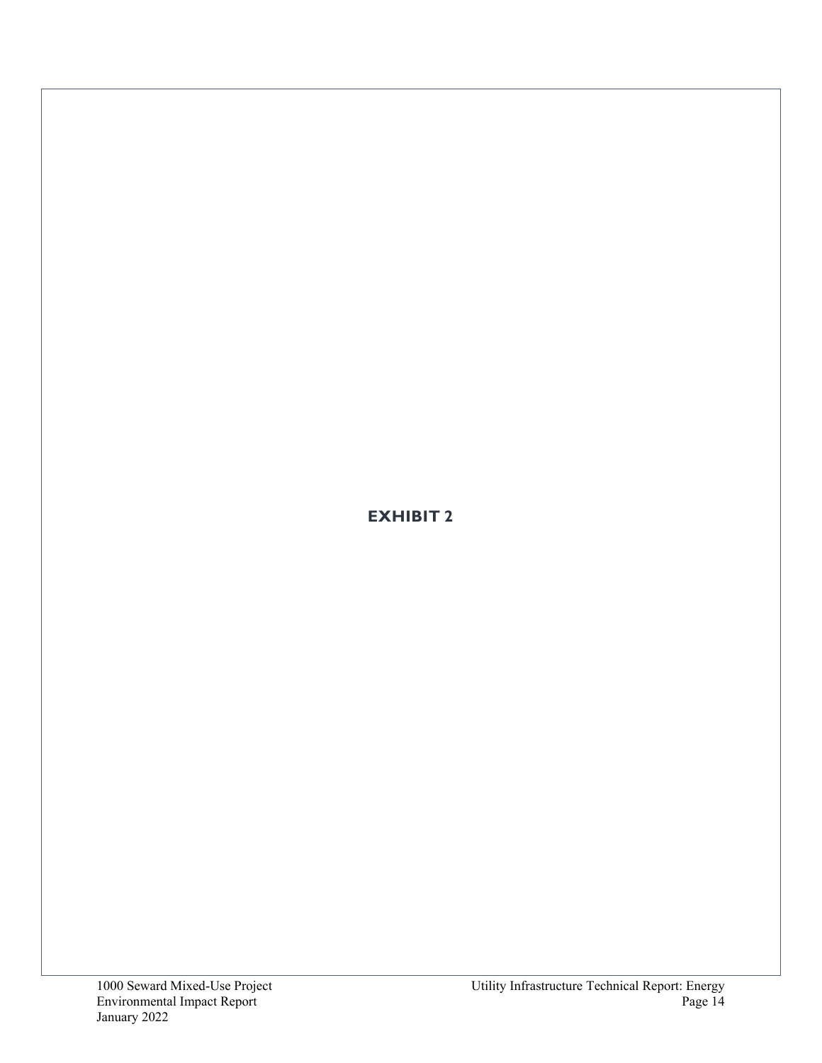**EXHIBIT 2**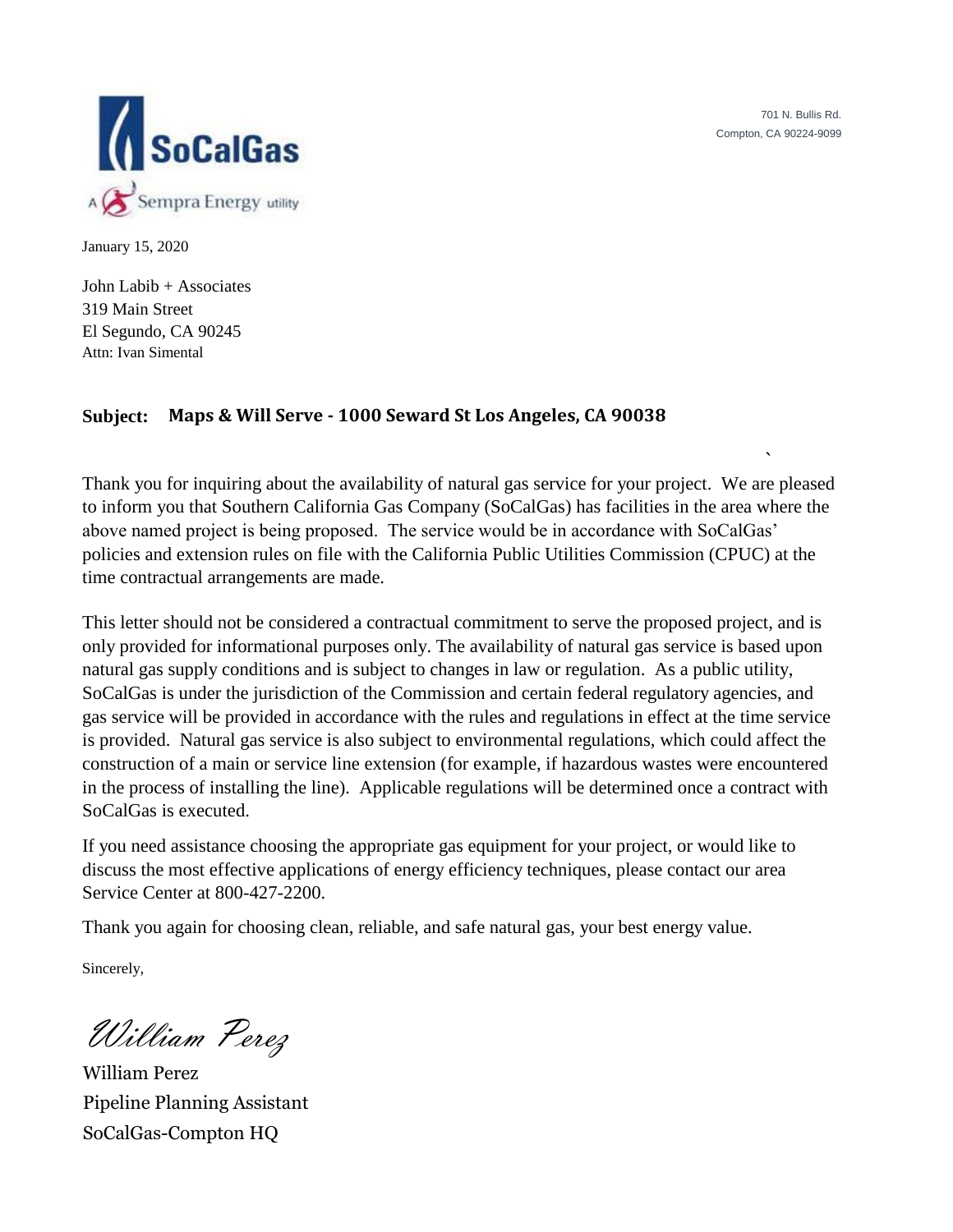SoCalGas

A Sempra Energy utility

701 N. Bullis Rd.
Compton, CA 90224-9099

January 15, 2020

John Labib + Associates
319 Main Street
El Segundo, CA 90245
Attn: Ivan Simental

**Subject: Maps & Will Serve - 1000 Seward St Los Angeles, CA 90038**

Thank you for inquiring about the availability of natural gas service for your project. We are pleased to inform you that Southern California Gas Company (SoCalGas) has facilities in the area where the above named project is being proposed. The service would be in accordance with SoCalGas' policies and extension rules on file with the California Public Utilities Commission (CPUC) at the time contractual arrangements are made.

This letter should not be considered a contractual commitment to serve the proposed project, and is only provided for informational purposes only. The availability of natural gas service is based upon natural gas supply conditions and is subject to changes in law or regulation. As a public utility, SoCalGas is under the jurisdiction of the Commission and certain federal regulatory agencies, and gas service will be provided in accordance with the rules and regulations in effect at the time service is provided. Natural gas service is also subject to environmental regulations, which could affect the construction of a main or service line extension (for example, if hazardous wastes were encountered in the process of installing the line). Applicable regulations will be determined once a contract with SoCalGas is executed.

If you need assistance choosing the appropriate gas equipment for your project, or would like to discuss the most effective applications of energy efficiency techniques, please contact our area Service Center at 800-427-2200.

Thank you again for choosing clean, reliable, and safe natural gas, your best energy value.

Sincerely,

*William Perez*

William Perez
Pipeline Planning Assistant
SoCalGas-Compton HQ